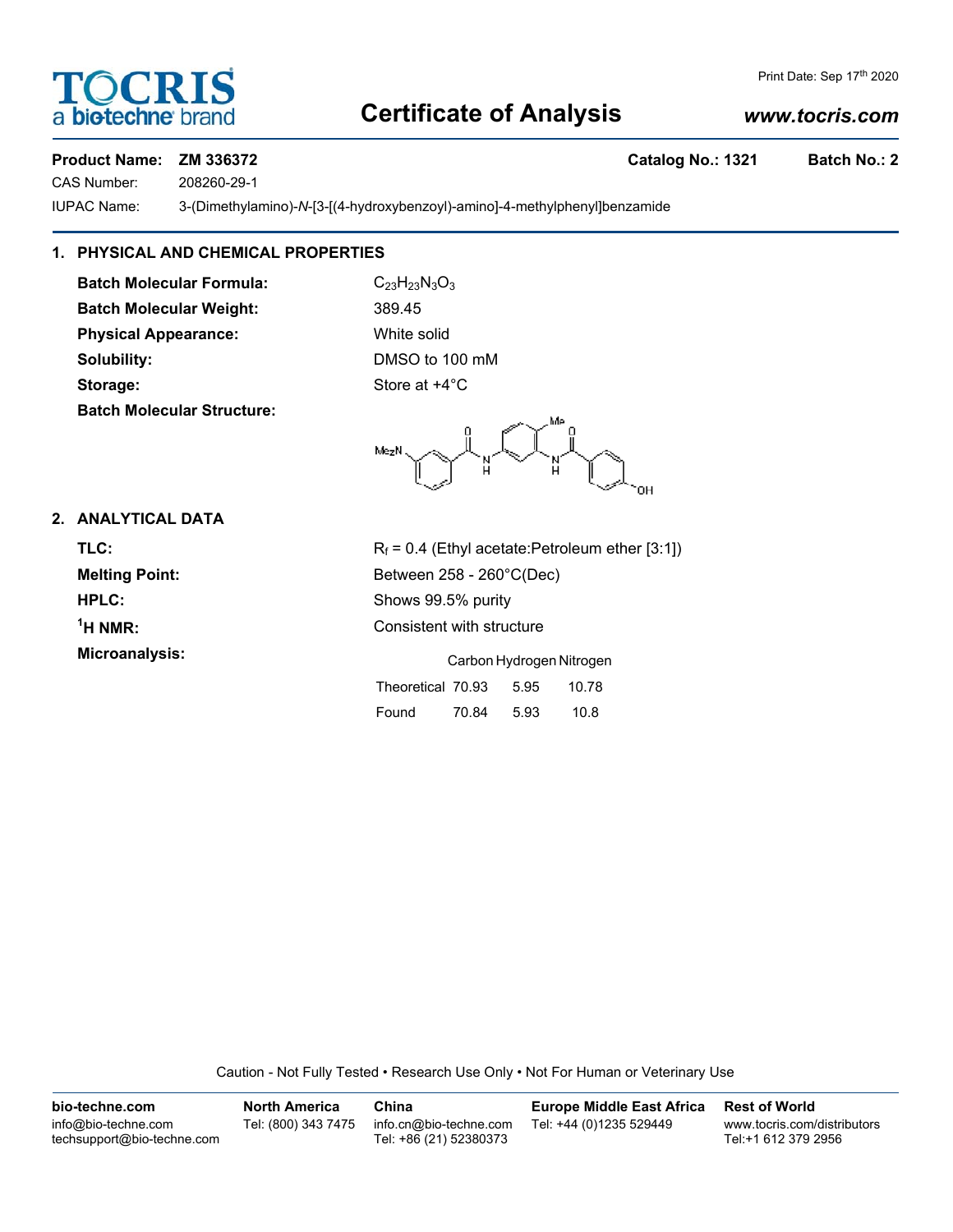Print Date: Sep 17th 2020

# Certificate of Analysis

www.tocris.com

**Product Name: ZM 336372** **Catalog No.: 1321** **Batch No.: 2**

CAS Number: 208260-29-1

IUPAC Name: 3-(Dimethylamino)-*N*-[3-[(4-hydroxybenzoyl)-amino]-4-methylphenyl]benzamide

## 1. PHYSICAL AND CHEMICAL PROPERTIES

**Batch Molecular Formula:** $C_{23}H_{23}N_3O_3$

**Batch Molecular Weight:** 389.45

**Physical Appearance:** White solid

**Solubility:** DMSO to 100 mM

**Storage:** Store at +4°C

**Batch Molecular Structure:**

## 2. ANALYTICAL DATA

**TLC:** $R_f$ = 0.4 (Ethyl acetate:Petroleum ether [3:1])

**Melting Point:** Between 258 - 260°C(Dec)

**HPLC:** Shows 99.5% purity

**$^1$H NMR:** Consistent with structure

**Microanalysis:**

| | Carbon | Hydrogen | Nitrogen |
|---|---|---|---|
| Theoretical | 70.93 | 5.95 | 10.78 |
| Found | 70.84 | 5.93 | 10.8 |

Caution - Not Fully Tested • Research Use Only • Not For Human or Veterinary Use

**bio-techne.com**
info@bio-techne.com
techsupport@bio-techne.com

**North America**
Tel: (800) 343 7475

**China**
info.cn@bio-techne.com
Tel: +86 (21) 52380373

**Europe Middle East Africa**
Tel: +44 (0)1235 529449

**Rest of World**
www.tocris.com/distributors
Tel:+1 612 379 2956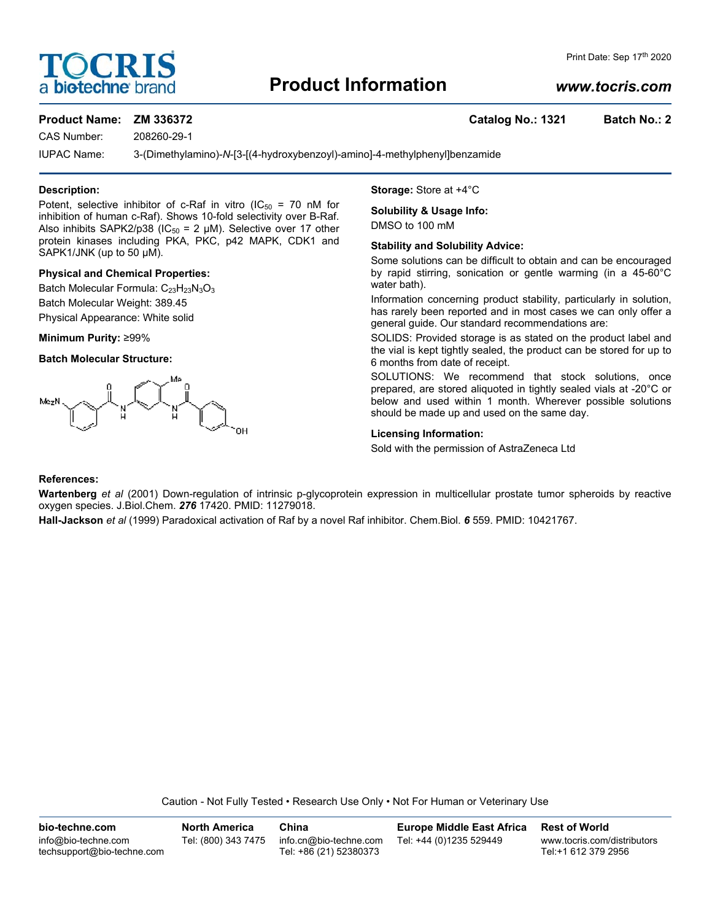# Product Information

www.tocris.com

**Product Name: ZM 336372** **Catalog No.: 1321** **Batch No.: 2**

CAS Number: 208260-29-1

IUPAC Name: 3-(Dimethylamino)-*N*-[3-[(4-hydroxybenzoyl)-amino]-4-methylphenyl]benzamide

### Description:

Potent, selective inhibitor of c-Raf in vitro ($IC_{50}$ = 70 nM for inhibition of human c-Raf). Shows 10-fold selectivity over B-Raf. Also inhibits SAPK2/p38 ($IC_{50}$ = 2 μM). Selective over 17 other protein kinases including PKA, PKC, p42 MAPK, CDK1 and SAPK1/JNK (up to 50 μM).

### Physical and Chemical Properties:

Batch Molecular Formula: $C_{23}H_{23}N_3O_3$

Batch Molecular Weight: 389.45

Physical Appearance: White solid

**Minimum Purity:** ≥99%

### Batch Molecular Structure:

Me2N Me O O N H N H OH

**Storage:** Store at +4°C

### Solubility & Usage Info:

DMSO to 100 mM

### Stability and Solubility Advice:

Some solutions can be difficult to obtain and can be encouraged by rapid stirring, sonication or gentle warming (in a 45-60°C water bath).

Information concerning product stability, particularly in solution, has rarely been reported and in most cases we can only offer a general guide. Our standard recommendations are:

SOLIDS: Provided storage is as stated on the product label and the vial is kept tightly sealed, the product can be stored for up to 6 months from date of receipt.

SOLUTIONS: We recommend that stock solutions, once prepared, are stored aliquoted in tightly sealed vials at -20°C or below and used within 1 month. Wherever possible solutions should be made up and used on the same day.

### Licensing Information:

Sold with the permission of AstraZeneca Ltd

### References:

**Wartenberg** *et al* (2001) Down-regulation of intrinsic p-glycoprotein expression in multicellular prostate tumor spheroids by reactive oxygen species. J.Biol.Chem. ***276*** 17420. PMID: 11279018.

**Hall-Jackson** *et al* (1999) Paradoxical activation of Raf by a novel Raf inhibitor. Chem.Biol. ***6*** 559. PMID: 10421767.

Caution - Not Fully Tested • Research Use Only • Not For Human or Veterinary Use

| bio-techne.com | North America | China | Europe Middle East Africa | Rest of World |
|---|---|---|---|---|
| info@bio-techne.com<br>techsupport@bio-techne.com | Tel: (800) 343 7475 | info.cn@bio-techne.com<br>Tel: +86 (21) 52380373 | Tel: +44 (0)1235 529449 | www.tocris.com/distributors<br>Tel:+1 612 379 2956 |